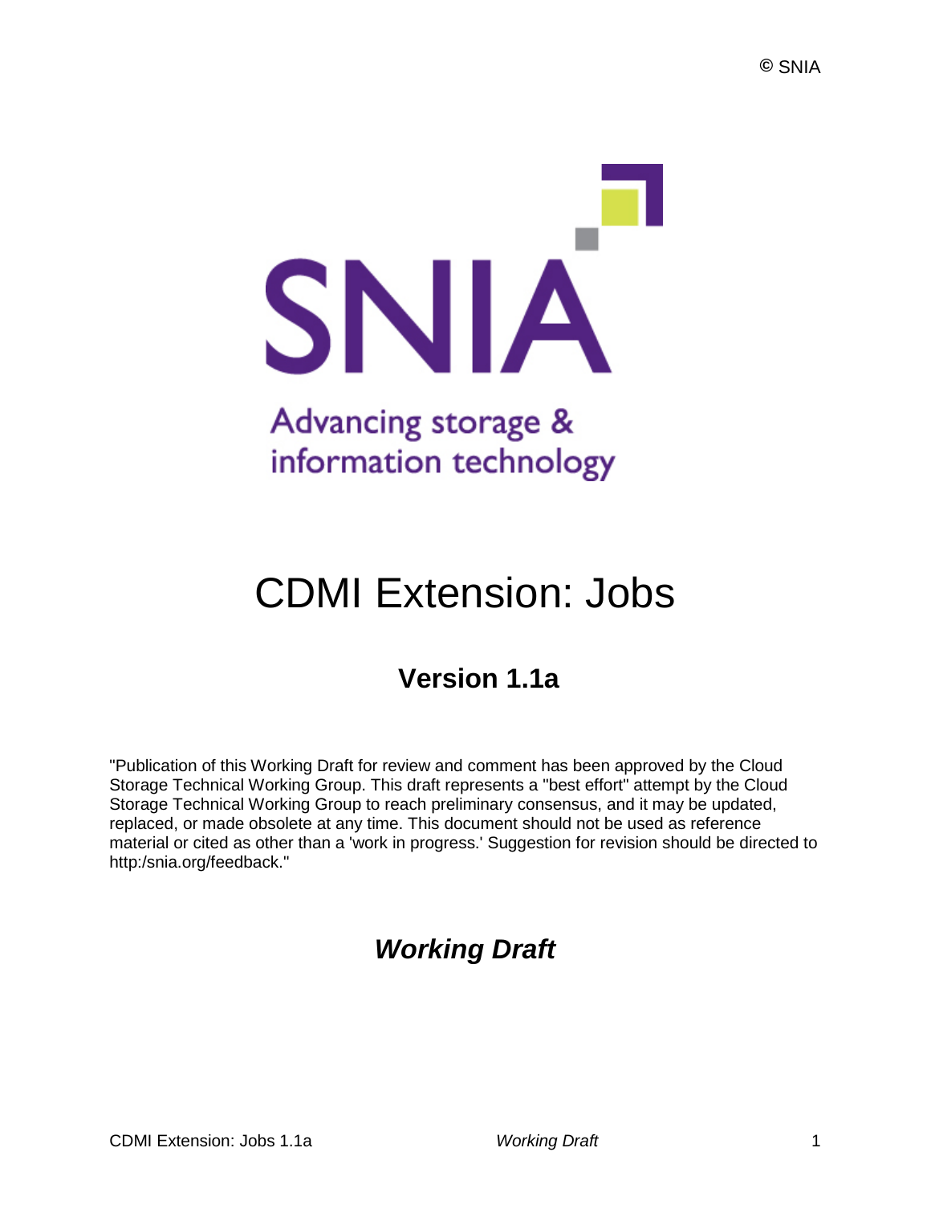© SNIA

SNIA

Advancing storage & information technology

# CDMI Extension: Jobs

## Version 1.1a

"Publication of this Working Draft for review and comment has been approved by the Cloud Storage Technical Working Group. This draft represents a "best effort" attempt by the Cloud Storage Technical Working Group to reach preliminary consensus, and it may be updated, replaced, or made obsolete at any time. This document should not be used as reference material or cited as other than a 'work in progress.' Suggestion for revision should be directed to http:/snia.org/feedback."

## *Working Draft*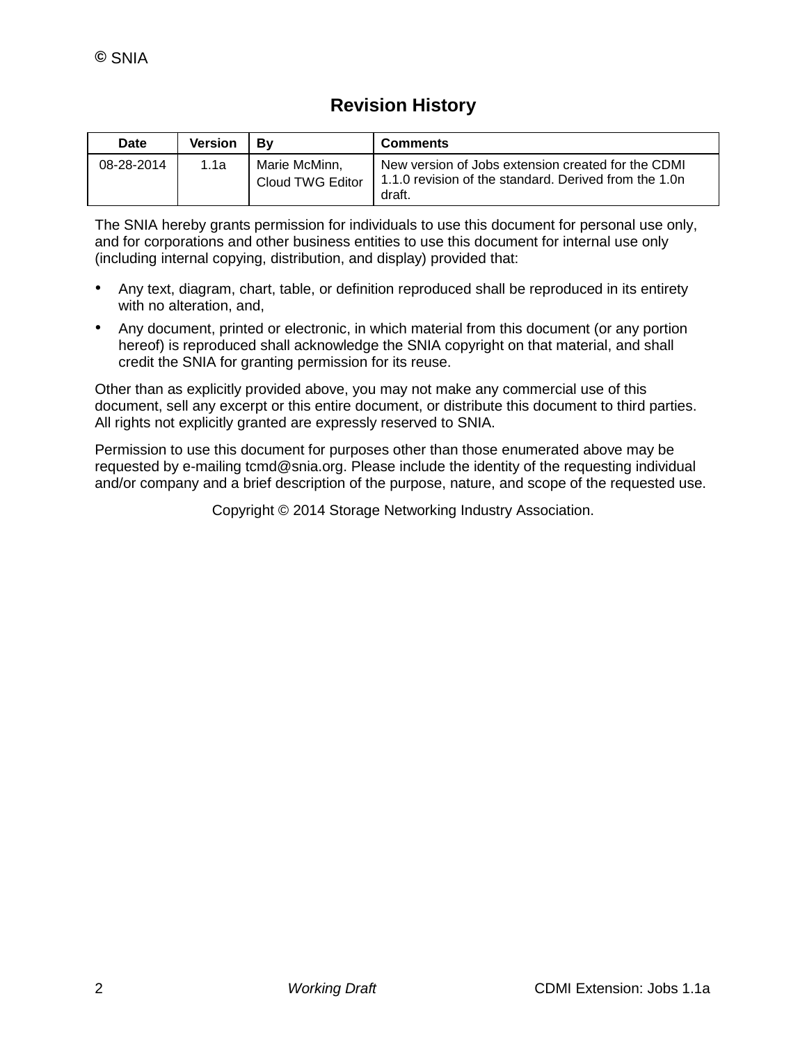## Revision History

| Date | Version | By | Comments |
| --- | --- | --- | --- |
| 08-28-2014 | 1.1a | Marie McMinn, Cloud TWG Editor | New version of Jobs extension created for the CDMI 1.1.0 revision of the standard. Derived from the 1.0n draft. |

The SNIA hereby grants permission for individuals to use this document for personal use only, and for corporations and other business entities to use this document for internal use only (including internal copying, distribution, and display) provided that:

- Any text, diagram, chart, table, or definition reproduced shall be reproduced in its entirety with no alteration, and,
- Any document, printed or electronic, in which material from this document (or any portion hereof) is reproduced shall acknowledge the SNIA copyright on that material, and shall credit the SNIA for granting permission for its reuse.

Other than as explicitly provided above, you may not make any commercial use of this document, sell any excerpt or this entire document, or distribute this document to third parties. All rights not explicitly granted are expressly reserved to SNIA.

Permission to use this document for purposes other than those enumerated above may be requested by e-mailing tcmd@snia.org. Please include the identity of the requesting individual and/or company and a brief description of the purpose, nature, and scope of the requested use.

Copyright © 2014 Storage Networking Industry Association.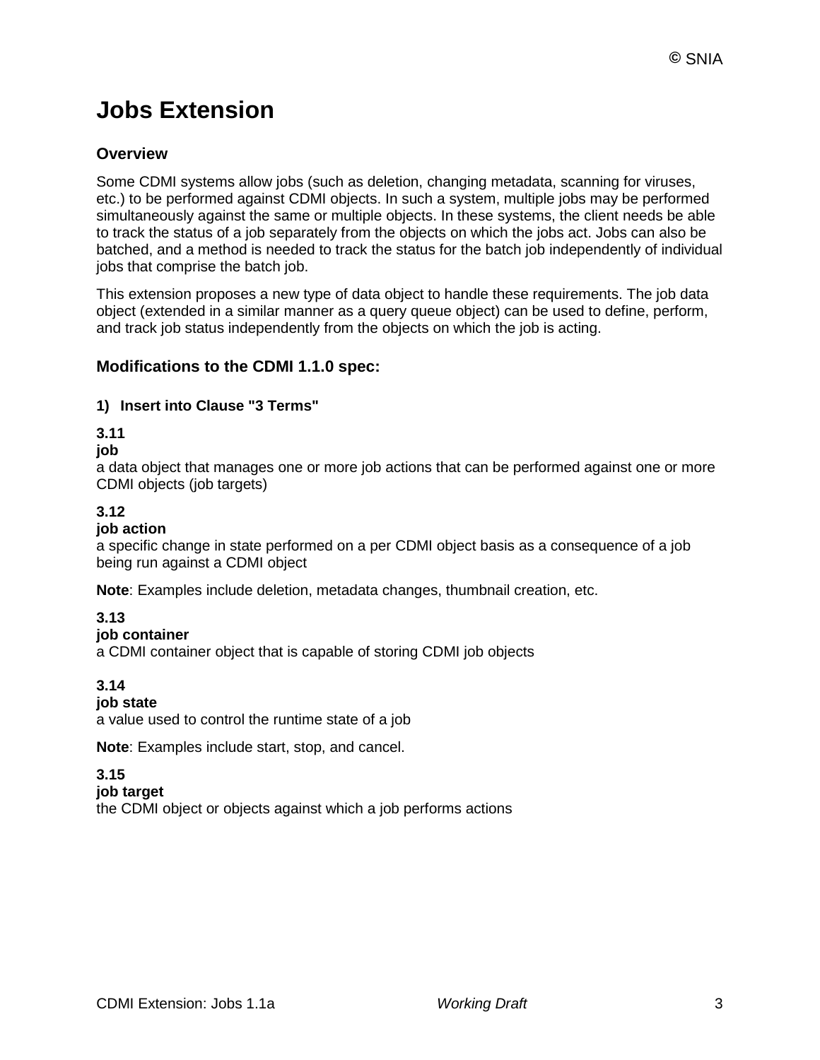# Jobs Extension

## Overview

Some CDMI systems allow jobs (such as deletion, changing metadata, scanning for viruses, etc.) to be performed against CDMI objects. In such a system, multiple jobs may be performed simultaneously against the same or multiple objects. In these systems, the client needs be able to track the status of a job separately from the objects on which the jobs act. Jobs can also be batched, and a method is needed to track the status for the batch job independently of individual jobs that comprise the batch job.

This extension proposes a new type of data object to handle these requirements. The job data object (extended in a similar manner as a query queue object) can be used to define, perform, and track job status independently from the objects on which the job is acting.

## Modifications to the CDMI 1.1.0 spec:

### 1) Insert into Clause "3 Terms"

**3.11**
**job**
a data object that manages one or more job actions that can be performed against one or more CDMI objects (job targets)

**3.12**
**job action**
a specific change in state performed on a per CDMI object basis as a consequence of a job being run against a CDMI object

**Note**: Examples include deletion, metadata changes, thumbnail creation, etc.

**3.13**
**job container**
a CDMI container object that is capable of storing CDMI job objects

**3.14**
**job state**
a value used to control the runtime state of a job

**Note**: Examples include start, stop, and cancel.

**3.15**
**job target**
the CDMI object or objects against which a job performs actions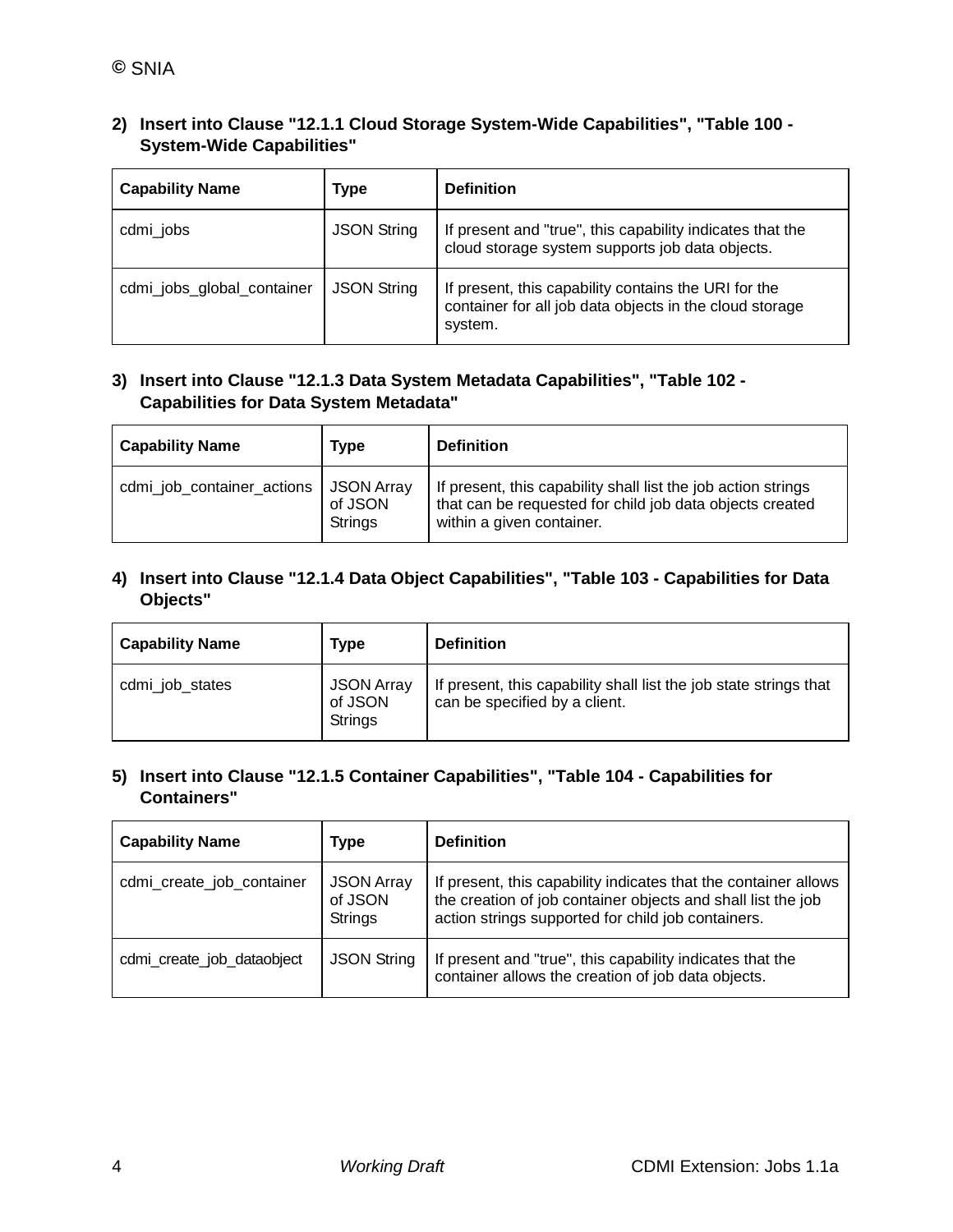2) **Insert into Clause "12.1.1 Cloud Storage System-Wide Capabilities", "Table 100 - System-Wide Capabilities"**

| Capability Name | Type | Definition |
|---|---|---|
| cdmi_jobs | JSON String | If present and "true", this capability indicates that the cloud storage system supports job data objects. |
| cdmi_jobs_global_container | JSON String | If present, this capability contains the URI for the container for all job data objects in the cloud storage system. |

3) **Insert into Clause "12.1.3 Data System Metadata Capabilities", "Table 102 - Capabilities for Data System Metadata"**

| Capability Name | Type | Definition |
|---|---|---|
| cdmi_job_container_actions | JSON Array of JSON Strings | If present, this capability shall list the job action strings that can be requested for child job data objects created within a given container. |

4) **Insert into Clause "12.1.4 Data Object Capabilities", "Table 103 - Capabilities for Data Objects"**

| Capability Name | Type | Definition |
|---|---|---|
| cdmi_job_states | JSON Array of JSON Strings | If present, this capability shall list the job state strings that can be specified by a client. |

5) **Insert into Clause "12.1.5 Container Capabilities", "Table 104 - Capabilities for Containers"**

| Capability Name | Type | Definition |
|---|---|---|
| cdmi_create_job_container | JSON Array of JSON Strings | If present, this capability indicates that the container allows the creation of job container objects and shall list the job action strings supported for child job containers. |
| cdmi_create_job_dataobject | JSON String | If present and "true", this capability indicates that the container allows the creation of job data objects. |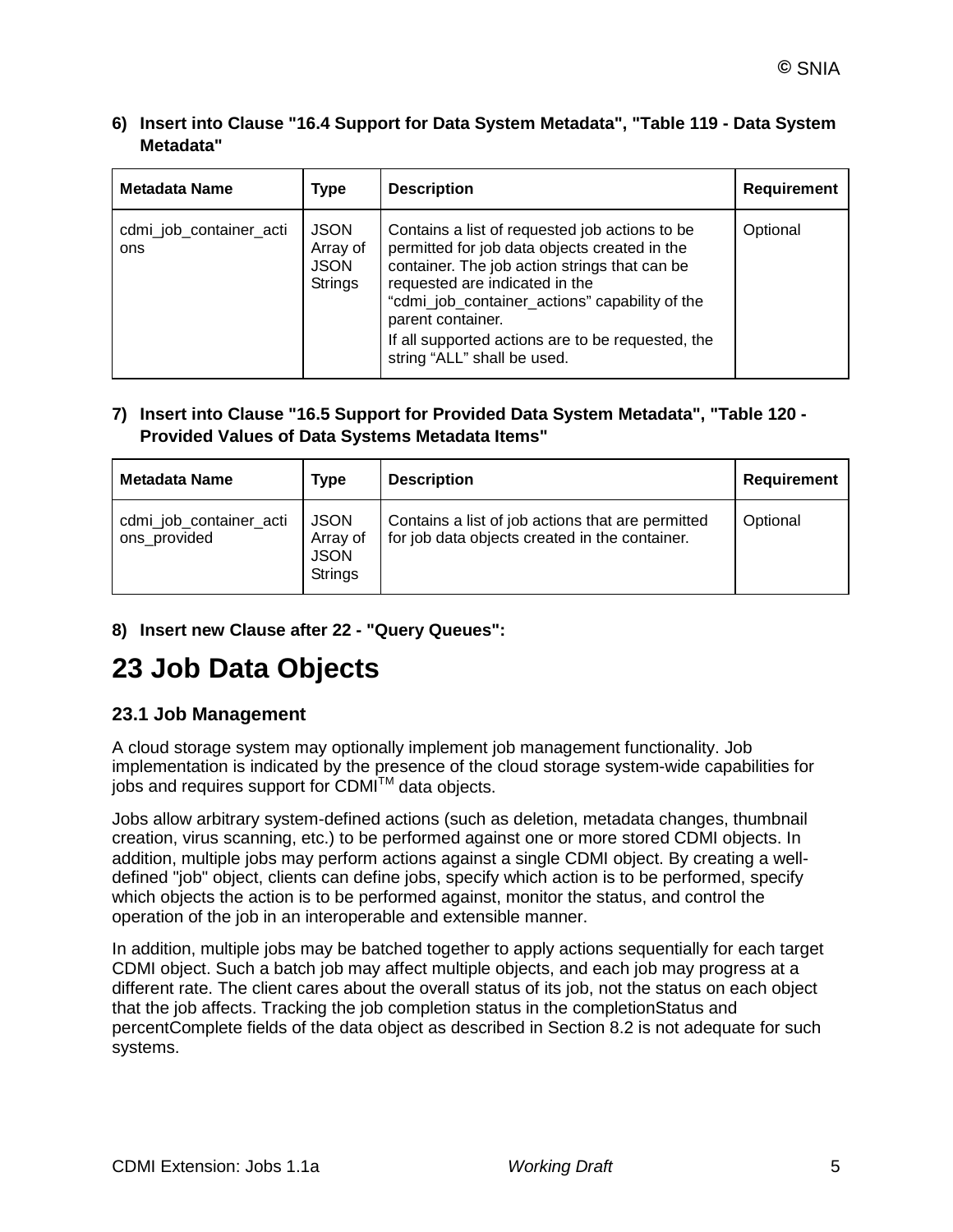**6) Insert into Clause "16.4 Support for Data System Metadata", "Table 119 - Data System Metadata"**

| Metadata Name | Type | Description | Requirement |
|---|---|---|---|
| cdmi_job_container_actions | JSON Array of JSON Strings | Contains a list of requested job actions to be permitted for job data objects created in the container. The job action strings that can be requested are indicated in the "cdmi_job_container_actions" capability of the parent container. If all supported actions are to be requested, the string "ALL" shall be used. | Optional |

**7) Insert into Clause "16.5 Support for Provided Data System Metadata", "Table 120 - Provided Values of Data Systems Metadata Items"**

| Metadata Name | Type | Description | Requirement |
|---|---|---|---|
| cdmi_job_container_actions_provided | JSON Array of JSON Strings | Contains a list of job actions that are permitted for job data objects created in the container. | Optional |

**8) Insert new Clause after 22 - "Query Queues":**

# 23 Job Data Objects

### 23.1 Job Management

A cloud storage system may optionally implement job management functionality. Job implementation is indicated by the presence of the cloud storage system-wide capabilities for jobs and requires support for CDMI™ data objects.

Jobs allow arbitrary system-defined actions (such as deletion, metadata changes, thumbnail creation, virus scanning, etc.) to be performed against one or more stored CDMI objects. In addition, multiple jobs may perform actions against a single CDMI object. By creating a well-defined "job" object, clients can define jobs, specify which action is to be performed, specify which objects the action is to be performed against, monitor the status, and control the operation of the job in an interoperable and extensible manner.

In addition, multiple jobs may be batched together to apply actions sequentially for each target CDMI object. Such a batch job may affect multiple objects, and each job may progress at a different rate. The client cares about the overall status of its job, not the status on each object that the job affects. Tracking the job completion status in the completionStatus and percentComplete fields of the data object as described in Section 8.2 is not adequate for such systems.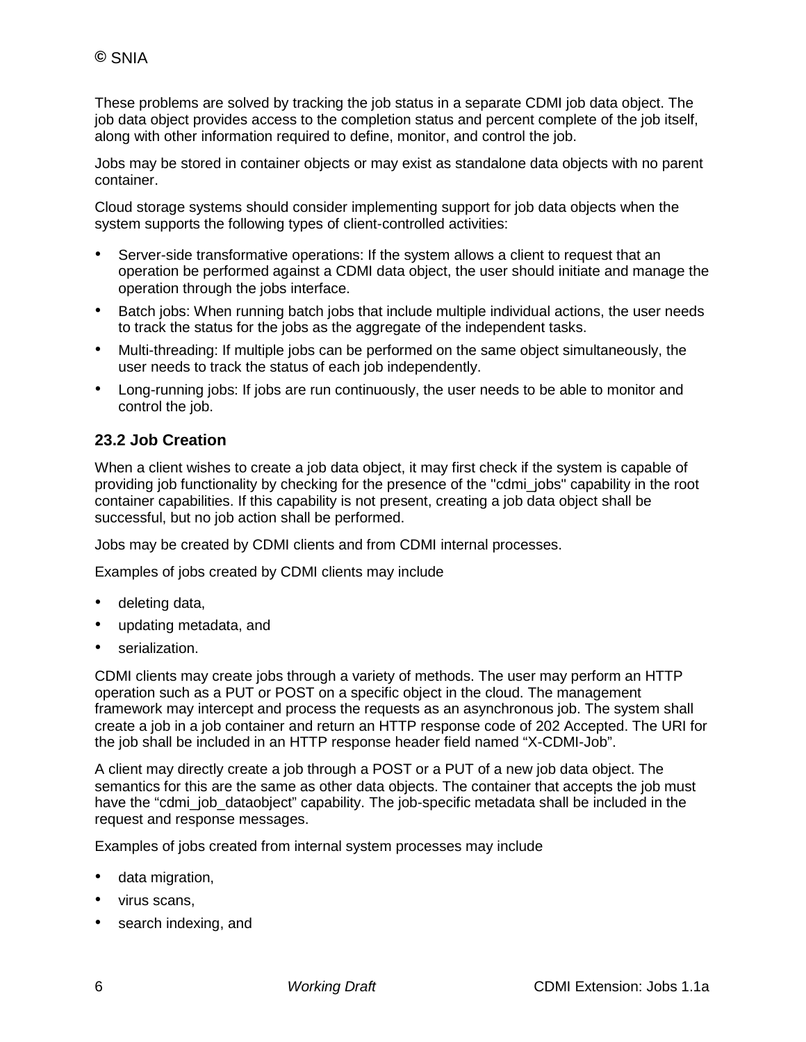These problems are solved by tracking the job status in a separate CDMI job data object. The job data object provides access to the completion status and percent complete of the job itself, along with other information required to define, monitor, and control the job.

Jobs may be stored in container objects or may exist as standalone data objects with no parent container.

Cloud storage systems should consider implementing support for job data objects when the system supports the following types of client-controlled activities:

- Server-side transformative operations: If the system allows a client to request that an operation be performed against a CDMI data object, the user should initiate and manage the operation through the jobs interface.
- Batch jobs: When running batch jobs that include multiple individual actions, the user needs to track the status for the jobs as the aggregate of the independent tasks.
- Multi-threading: If multiple jobs can be performed on the same object simultaneously, the user needs to track the status of each job independently.
- Long-running jobs: If jobs are run continuously, the user needs to be able to monitor and control the job.

## 23.2 Job Creation

When a client wishes to create a job data object, it may first check if the system is capable of providing job functionality by checking for the presence of the "cdmi_jobs" capability in the root container capabilities. If this capability is not present, creating a job data object shall be successful, but no job action shall be performed.

Jobs may be created by CDMI clients and from CDMI internal processes.

Examples of jobs created by CDMI clients may include

- deleting data,
- updating metadata, and
- serialization.

CDMI clients may create jobs through a variety of methods. The user may perform an HTTP operation such as a PUT or POST on a specific object in the cloud. The management framework may intercept and process the requests as an asynchronous job. The system shall create a job in a job container and return an HTTP response code of 202 Accepted. The URI for the job shall be included in an HTTP response header field named “X-CDMI-Job”.

A client may directly create a job through a POST or a PUT of a new job data object. The semantics for this are the same as other data objects. The container that accepts the job must have the “cdmi_job_dataobject” capability. The job-specific metadata shall be included in the request and response messages.

Examples of jobs created from internal system processes may include

- data migration,
- virus scans,
- search indexing, and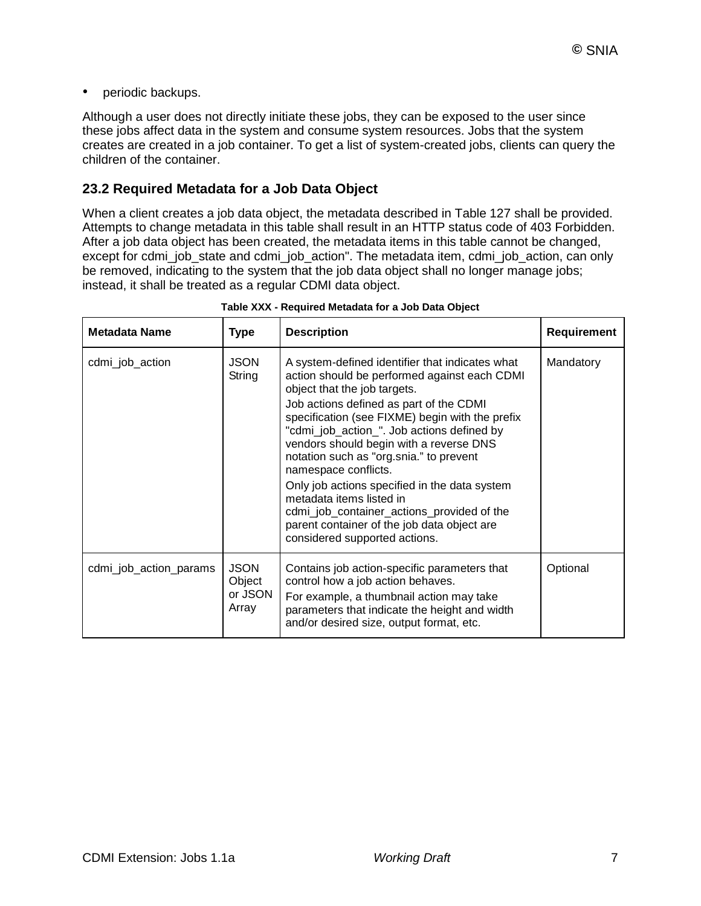- periodic backups.

Although a user does not directly initiate these jobs, they can be exposed to the user since these jobs affect data in the system and consume system resources. Jobs that the system creates are created in a job container. To get a list of system-created jobs, clients can query the children of the container.

## 23.2 Required Metadata for a Job Data Object

When a client creates a job data object, the metadata described in Table 127 shall be provided. Attempts to change metadata in this table shall result in an HTTP status code of 403 Forbidden. After a job data object has been created, the metadata items in this table cannot be changed, except for cdmi_job_state and cdmi_job_action". The metadata item, cdmi_job_action, can only be removed, indicating to the system that the job data object shall no longer manage jobs; instead, it shall be treated as a regular CDMI data object.

**Table XXX - Required Metadata for a Job Data Object**

| Metadata Name | Type | Description | Requirement |
| --- | --- | --- | --- |
| cdmi_job_action | JSON String | A system-defined identifier that indicates what action should be performed against each CDMI object that the job targets.<br>Job actions defined as part of the CDMI specification (see FIXME) begin with the prefix "cdmi_job_action_". Job actions defined by vendors should begin with a reverse DNS notation such as "org.snia." to prevent namespace conflicts.<br>Only job actions specified in the data system metadata items listed in cdmi_job_container_actions_provided of the parent container of the job data object are considered supported actions. | Mandatory |
| cdmi_job_action_params | JSON Object or JSON Array | Contains job action-specific parameters that control how a job action behaves.<br>For example, a thumbnail action may take parameters that indicate the height and width and/or desired size, output format, etc. | Optional |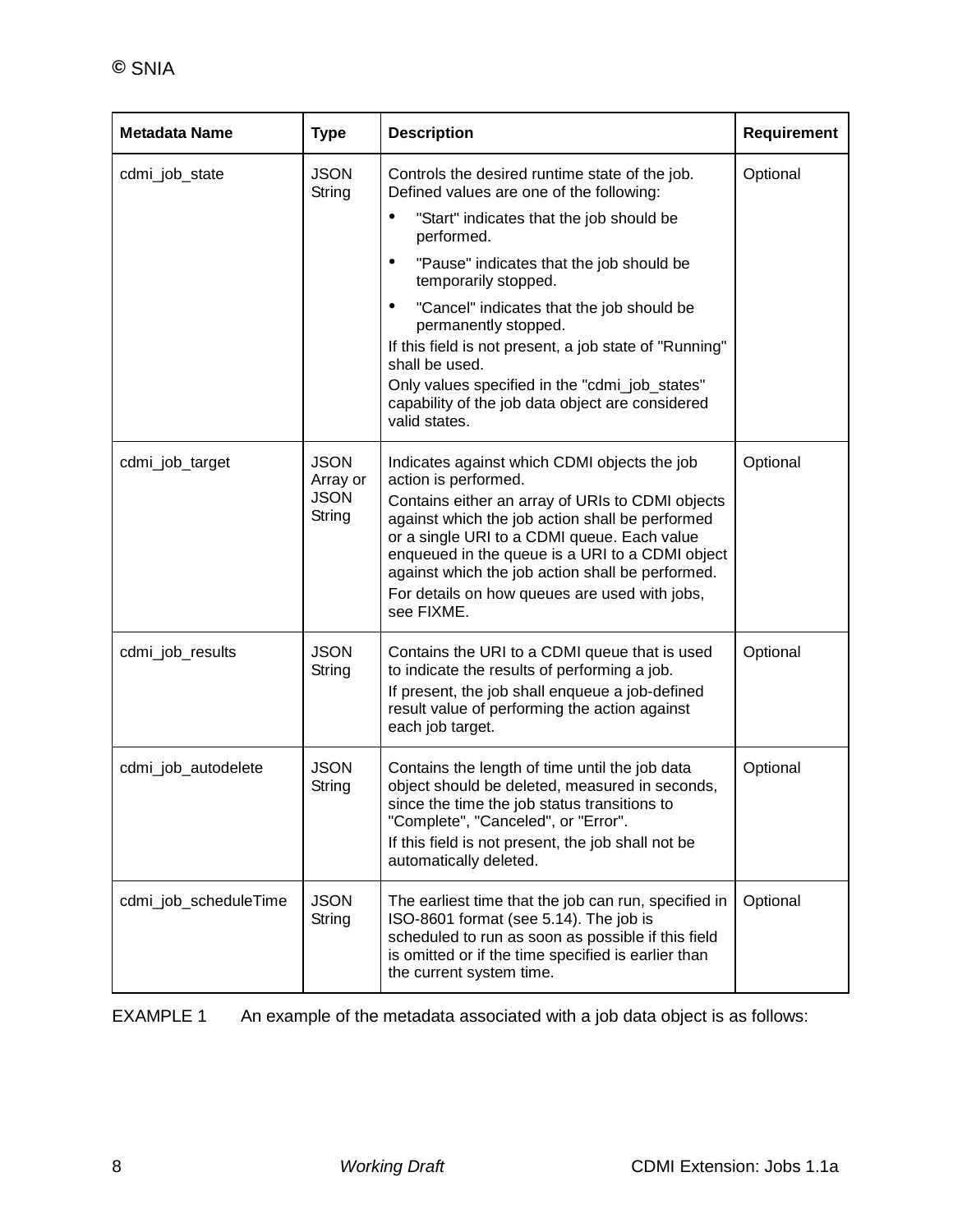| Metadata Name | Type | Description | Requirement |
| --- | --- | --- | --- |
| cdmi_job_state | JSON String | Controls the desired runtime state of the job. Defined values are one of the following: <br>• "Start" indicates that the job should be performed. <br>• "Pause" indicates that the job should be temporarily stopped. <br>• "Cancel" indicates that the job should be permanently stopped. <br>If this field is not present, a job state of "Running" shall be used. <br>Only values specified in the "cdmi_job_states" capability of the job data object are considered valid states. | Optional |
| cdmi_job_target | JSON Array or JSON String | Indicates against which CDMI objects the job action is performed. <br>Contains either an array of URIs to CDMI objects against which the job action shall be performed or a single URI to a CDMI queue. Each value enqueued in the queue is a URI to a CDMI object against which the job action shall be performed. <br>For details on how queues are used with jobs, see FIXME. | Optional |
| cdmi_job_results | JSON String | Contains the URI to a CDMI queue that is used to indicate the results of performing a job. <br>If present, the job shall enqueue a job-defined result value of performing the action against each job target. | Optional |
| cdmi_job_autodelete | JSON String | Contains the length of time until the job data object should be deleted, measured in seconds, since the time the job status transitions to "Complete", "Canceled", or "Error". <br>If this field is not present, the job shall not be automatically deleted. | Optional |
| cdmi_job_scheduleTime | JSON String | The earliest time that the job can run, specified in ISO-8601 format (see 5.14). The job is scheduled to run as soon as possible if this field is omitted or if the time specified is earlier than the current system time. | Optional |

EXAMPLE 1 An example of the metadata associated with a job data object is as follows: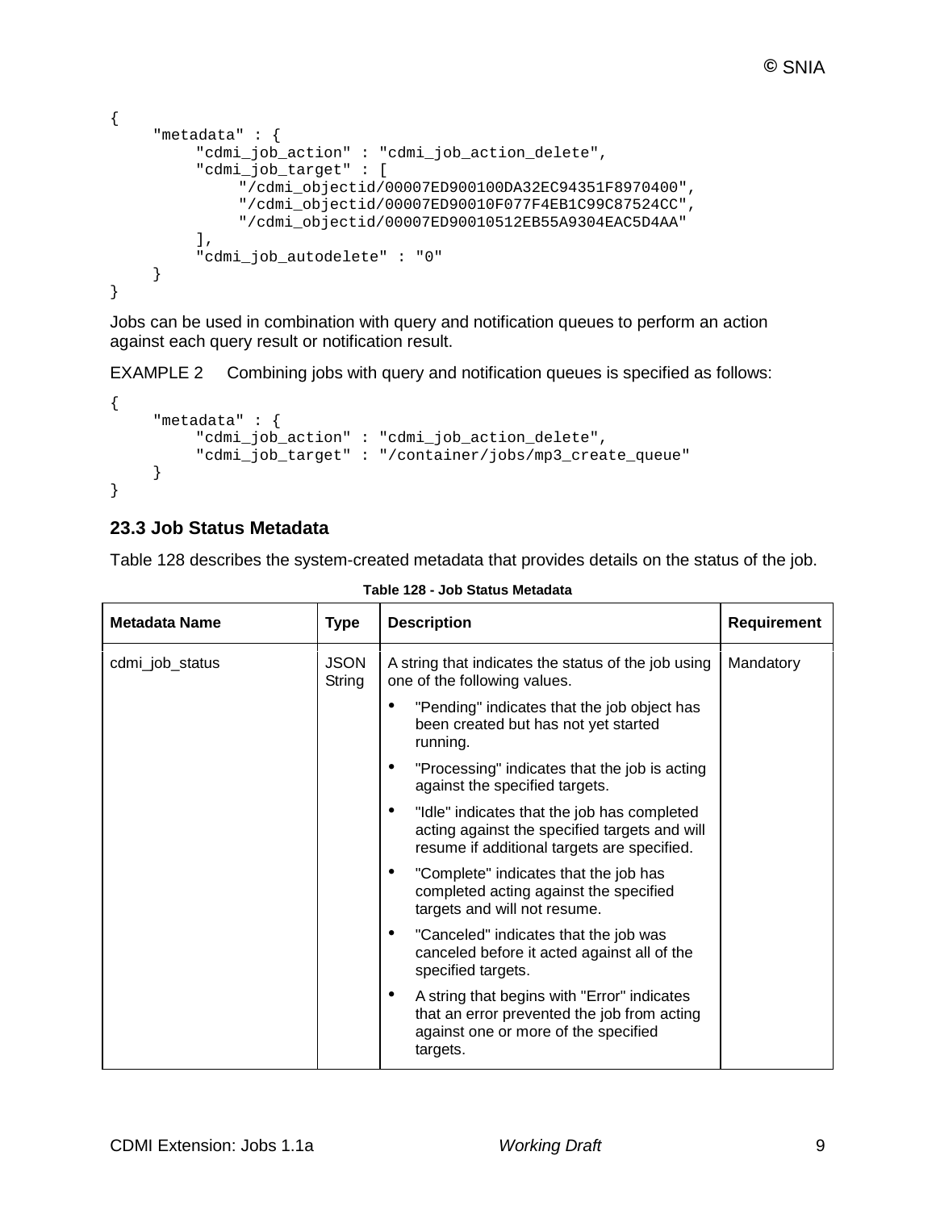```
{
    "metadata" : {
        "cdmi_job_action" : "cdmi_job_action_delete",
        "cdmi_job_target" : [
            "/cdmi_objectid/00007ED900100DA32EC94351F8970400",
            "/cdmi_objectid/00007ED90010F077F4EB1C99C87524CC",
            "/cdmi_objectid/00007ED90010512EB55A9304EAC5D4AA"
        ],
        "cdmi_job_autodelete" : "0"
    }
}
```

Jobs can be used in combination with query and notification queues to perform an action against each query result or notification result.

EXAMPLE 2 Combining jobs with query and notification queues is specified as follows:

```
{
    "metadata" : {
        "cdmi_job_action" : "cdmi_job_action_delete",
        "cdmi_job_target" : "/container/jobs/mp3_create_queue"
    }
}
```

## 23.3 Job Status Metadata

Table 128 describes the system-created metadata that provides details on the status of the job.

**Table 128 - Job Status Metadata**

| Metadata Name | Type | Description | Requirement |
|---|---|---|---|
| cdmi_job_status | JSON String | A string that indicates the status of the job using one of the following values.<br>• "Pending" indicates that the job object has been created but has not yet started running.<br>• "Processing" indicates that the job is acting against the specified targets.<br>• "Idle" indicates that the job has completed acting against the specified targets and will resume if additional targets are specified.<br>• "Complete" indicates that the job has completed acting against the specified targets and will not resume.<br>• "Canceled" indicates that the job was canceled before it acted against all of the specified targets.<br>• A string that begins with "Error" indicates that an error prevented the job from acting against one or more of the specified targets. | Mandatory |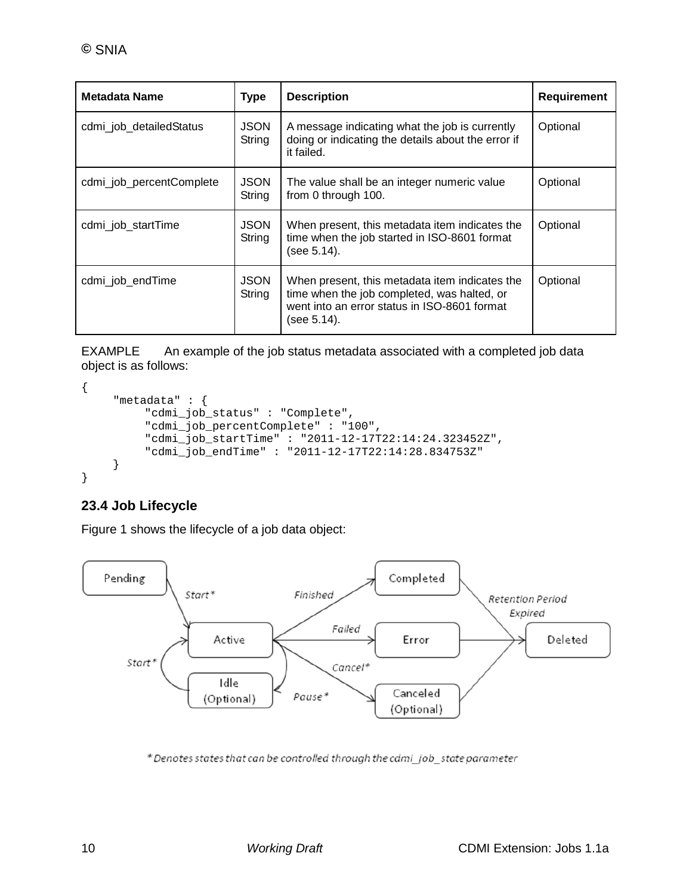| Metadata Name | Type | Description | Requirement |
|---|---|---|---|
| cdmi_job_detailedStatus | JSON String | A message indicating what the job is currently doing or indicating the details about the error if it failed. | Optional |
| cdmi_job_percentComplete | JSON String | The value shall be an integer numeric value from 0 through 100. | Optional |
| cdmi_job_startTime | JSON String | When present, this metadata item indicates the time when the job started in ISO-8601 format (see 5.14). | Optional |
| cdmi_job_endTime | JSON String | When present, this metadata item indicates the time when the job completed, was halted, or went into an error status in ISO-8601 format (see 5.14). | Optional |

EXAMPLE An example of the job status metadata associated with a completed job data object is as follows:

```
{
    "metadata" : {
        "cdmi_job_status" : "Complete",
        "cdmi_job_percentComplete" : "100",
        "cdmi_job_startTime" : "2011-12-17T22:14:24.323452Z",
        "cdmi_job_endTime" : "2011-12-17T22:14:28.834753Z"
    }
}
```

### 23.4 Job Lifecycle

Figure 1 shows the lifecycle of a job data object:

Pending → Start* → Active; Active → Finished → Completed; Active → Failed → Error; Active → Cancel* → Canceled (Optional); Active → Pause* → Idle (Optional); Idle (Optional) → Start* → Active; Completed, Error, Canceled (Optional) → Retention Period Expired → Deleted

\* Denotes states that can be controlled through the cdmi_job_state parameter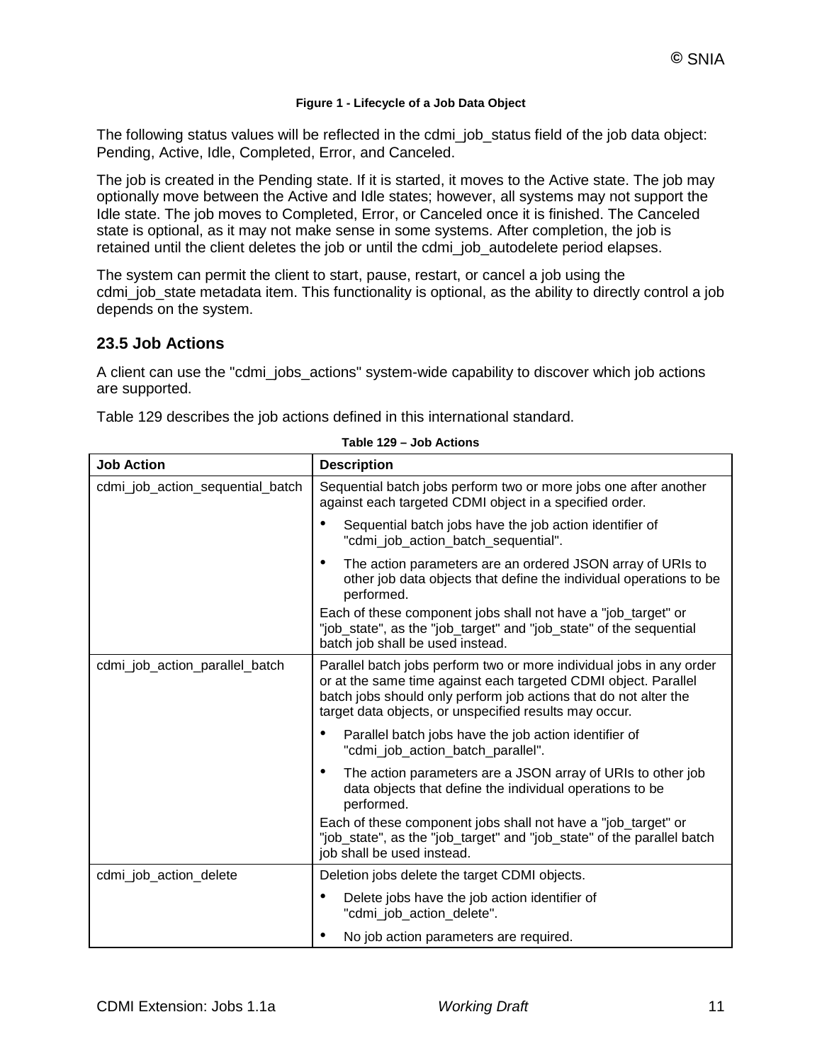**Figure 1 - Lifecycle of a Job Data Object**

The following status values will be reflected in the cdmi_job_status field of the job data object: Pending, Active, Idle, Completed, Error, and Canceled.

The job is created in the Pending state. If it is started, it moves to the Active state. The job may optionally move between the Active and Idle states; however, all systems may not support the Idle state. The job moves to Completed, Error, or Canceled once it is finished. The Canceled state is optional, as it may not make sense in some systems. After completion, the job is retained until the client deletes the job or until the cdmi_job_autodelete period elapses.

The system can permit the client to start, pause, restart, or cancel a job using the cdmi_job_state metadata item. This functionality is optional, as the ability to directly control a job depends on the system.

## 23.5 Job Actions

A client can use the "cdmi_jobs_actions" system-wide capability to discover which job actions are supported.

Table 129 describes the job actions defined in this international standard.

**Table 129 – Job Actions**

| Job Action | Description |
|---|---|
| cdmi_job_action_sequential_batch | Sequential batch jobs perform two or more jobs one after another against each targeted CDMI object in a specified order.<br>• Sequential batch jobs have the job action identifier of "cdmi_job_action_batch_sequential".<br>• The action parameters are an ordered JSON array of URIs to other job data objects that define the individual operations to be performed.<br>Each of these component jobs shall not have a "job_target" or "job_state", as the "job_target" and "job_state" of the sequential batch job shall be used instead. |
| cdmi_job_action_parallel_batch | Parallel batch jobs perform two or more individual jobs in any order or at the same time against each targeted CDMI object. Parallel batch jobs should only perform job actions that do not alter the target data objects, or unspecified results may occur.<br>• Parallel batch jobs have the job action identifier of "cdmi_job_action_batch_parallel".<br>• The action parameters are a JSON array of URIs to other job data objects that define the individual operations to be performed.<br>Each of these component jobs shall not have a "job_target" or "job_state", as the "job_target" and "job_state" of the parallel batch job shall be used instead. |
| cdmi_job_action_delete | Deletion jobs delete the target CDMI objects.<br>• Delete jobs have the job action identifier of "cdmi_job_action_delete".<br>• No job action parameters are required. |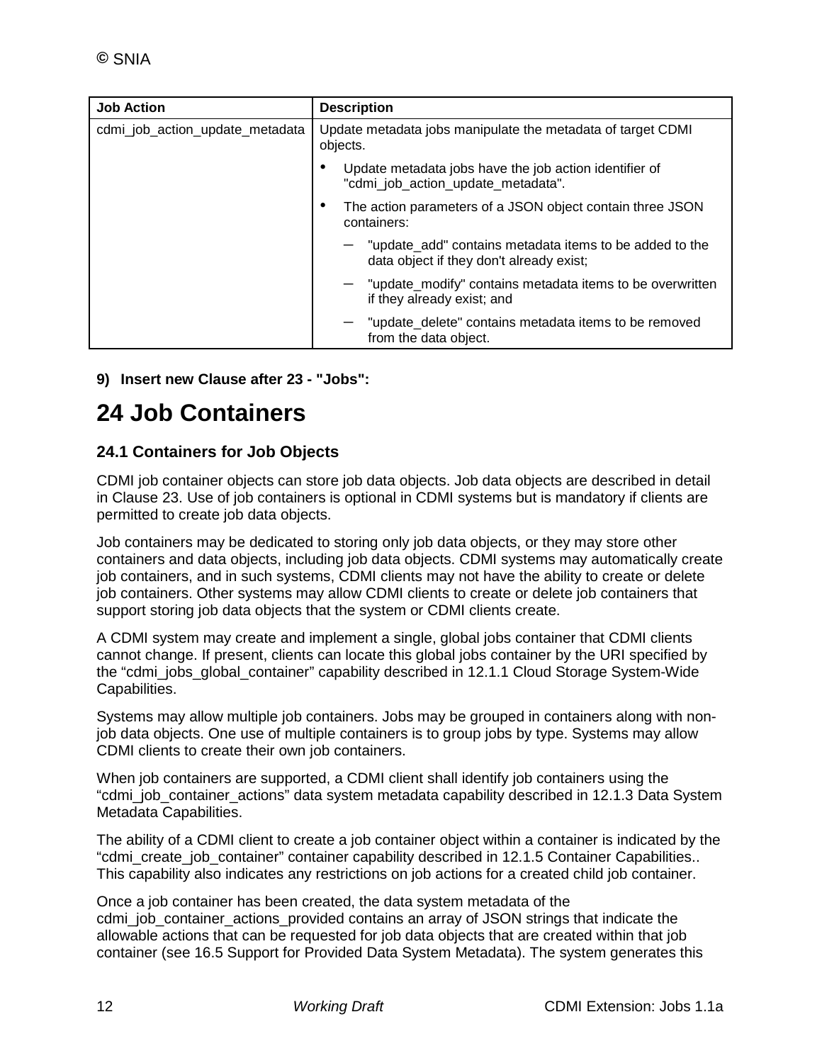| Job Action | Description |
|---|---|
| cdmi_job_action_update_metadata | Update metadata jobs manipulate the metadata of target CDMI objects.<br>• Update metadata jobs have the job action identifier of "cdmi_job_action_update_metadata".<br>• The action parameters of a JSON object contain three JSON containers:<br>– "update_add" contains metadata items to be added to the data object if they don't already exist;<br>– "update_modify" contains metadata items to be overwritten if they already exist; and<br>– "update_delete" contains metadata items to be removed from the data object. |

**9) Insert new Clause after 23 - "Jobs":**

# 24 Job Containers

### 24.1 Containers for Job Objects

CDMI job container objects can store job data objects. Job data objects are described in detail in Clause 23. Use of job containers is optional in CDMI systems but is mandatory if clients are permitted to create job data objects.

Job containers may be dedicated to storing only job data objects, or they may store other containers and data objects, including job data objects. CDMI systems may automatically create job containers, and in such systems, CDMI clients may not have the ability to create or delete job containers. Other systems may allow CDMI clients to create or delete job containers that support storing job data objects that the system or CDMI clients create.

A CDMI system may create and implement a single, global jobs container that CDMI clients cannot change. If present, clients can locate this global jobs container by the URI specified by the “cdmi_jobs_global_container” capability described in 12.1.1 Cloud Storage System-Wide Capabilities.

Systems may allow multiple job containers. Jobs may be grouped in containers along with non-job data objects. One use of multiple containers is to group jobs by type. Systems may allow CDMI clients to create their own job containers.

When job containers are supported, a CDMI client shall identify job containers using the “cdmi_job_container_actions” data system metadata capability described in 12.1.3 Data System Metadata Capabilities.

The ability of a CDMI client to create a job container object within a container is indicated by the “cdmi_create_job_container” container capability described in 12.1.5 Container Capabilities.. This capability also indicates any restrictions on job actions for a created child job container.

Once a job container has been created, the data system metadata of the cdmi_job_container_actions_provided contains an array of JSON strings that indicate the allowable actions that can be requested for job data objects that are created within that job container (see 16.5 Support for Provided Data System Metadata). The system generates this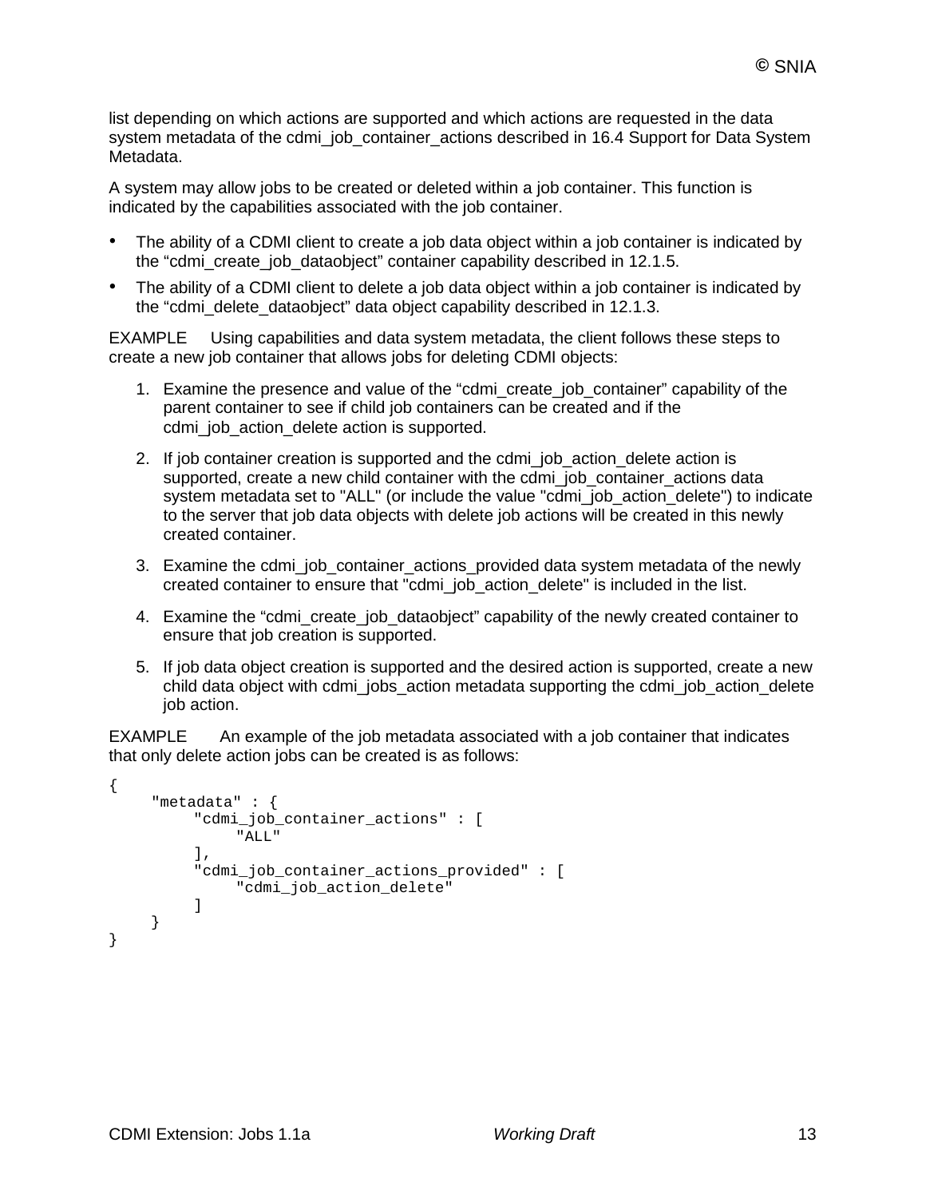list depending on which actions are supported and which actions are requested in the data system metadata of the cdmi_job_container_actions described in 16.4 Support for Data System Metadata.

A system may allow jobs to be created or deleted within a job container. This function is indicated by the capabilities associated with the job container.

- The ability of a CDMI client to create a job data object within a job container is indicated by the “cdmi_create_job_dataobject” container capability described in 12.1.5.
- The ability of a CDMI client to delete a job data object within a job container is indicated by the “cdmi_delete_dataobject” data object capability described in 12.1.3.

EXAMPLE Using capabilities and data system metadata, the client follows these steps to create a new job container that allows jobs for deleting CDMI objects:

1. Examine the presence and value of the “cdmi_create_job_container” capability of the parent container to see if child job containers can be created and if the cdmi_job_action_delete action is supported.
2. If job container creation is supported and the cdmi_job_action_delete action is supported, create a new child container with the cdmi_job_container_actions data system metadata set to "ALL" (or include the value "cdmi_job_action_delete") to indicate to the server that job data objects with delete job actions will be created in this newly created container.
3. Examine the cdmi_job_container_actions_provided data system metadata of the newly created container to ensure that "cdmi_job_action_delete" is included in the list.
4. Examine the “cdmi_create_job_dataobject” capability of the newly created container to ensure that job creation is supported.
5. If job data object creation is supported and the desired action is supported, create a new child data object with cdmi_jobs_action metadata supporting the cdmi_job_action_delete job action.

EXAMPLE An example of the job metadata associated with a job container that indicates that only delete action jobs can be created is as follows:

```
{
    "metadata" : {
        "cdmi_job_container_actions" : [
            "ALL"
        ],
        "cdmi_job_container_actions_provided" : [
            "cdmi_job_action_delete"
        ]
    }
}
```